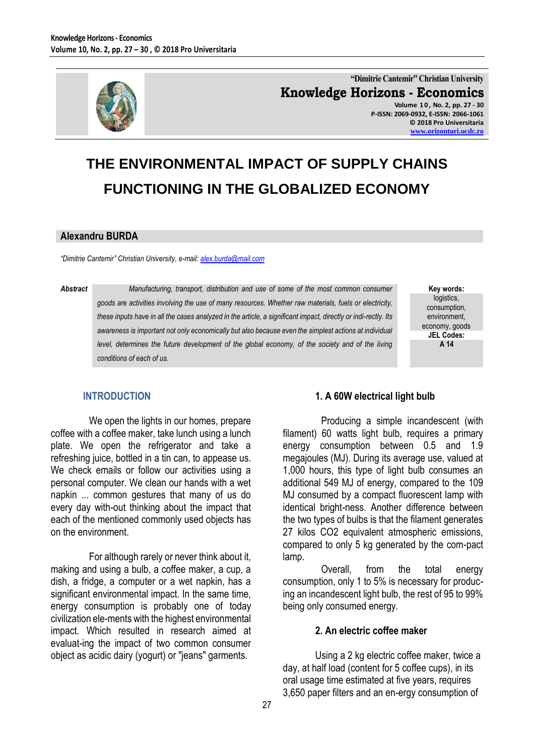# THE ENVIRONMENTAL IMPACT OF SUPPLY CHAINS FUNCTIONING IN THE GLOBALIZED ECONOMY

**Alexandru BURDA**

*"Dimitrie Cantemir" Christian University, e-mail: alex.burda@mail.com*

***Abstract*** *Manufacturing, transport, distribution and use of some of the most common consumer goods are activities involving the use of many resources. Whether raw materials, fuels or electricity, these inputs have in all the cases analyzed in the article, a significant impact, directly or indi-rectly. Its awareness is important not only economically but also because even the simplest actions at individual level, determines the future development of the global economy, of the society and of the living conditions of each of us.*

**Key words:** logistics, consumption, environment, economy, goods

**JEL Codes:** A 14

## INTRODUCTION

We open the lights in our homes, prepare coffee with a coffee maker, take lunch using a lunch plate. We open the refrigerator and take a refreshing juice, bottled in a tin can, to appease us. We check emails or follow our activities using a personal computer. We clean our hands with a wet napkin ... common gestures that many of us do every day with-out thinking about the impact that each of the mentioned commonly used objects has on the environment.

For although rarely or never think about it, making and using a bulb, a coffee maker, a cup, a dish, a fridge, a computer or a wet napkin, has a significant environmental impact. In the same time, energy consumption is probably one of today civilization ele-ments with the highest environmental impact. Which resulted in research aimed at evaluat-ing the impact of two common consumer object as acidic dairy (yogurt) or "jeans" garments.

## 1. A 60W electrical light bulb

Producing a simple incandescent (with filament) 60 watts light bulb, requires a primary energy consumption between 0.5 and 1.9 megajoules (MJ). During its average use, valued at 1,000 hours, this type of light bulb consumes an additional 549 MJ of energy, compared to the 109 MJ consumed by a compact fluorescent lamp with identical bright-ness. Another difference between the two types of bulbs is that the filament generates 27 kilos $CO_2$ equivalent atmospheric emissions, compared to only 5 kg generated by the com-pact lamp.

Overall, from the total energy consumption, only 1 to 5% is necessary for produc-ing an incandescent light bulb, the rest of 95 to 99% being only consumed energy.

## 2. An electric coffee maker

Using a 2 kg electric coffee maker, twice a day, at half load (content for 5 coffee cups), in its oral usage time estimated at five years, requires 3,650 paper filters and an en-ergy consumption of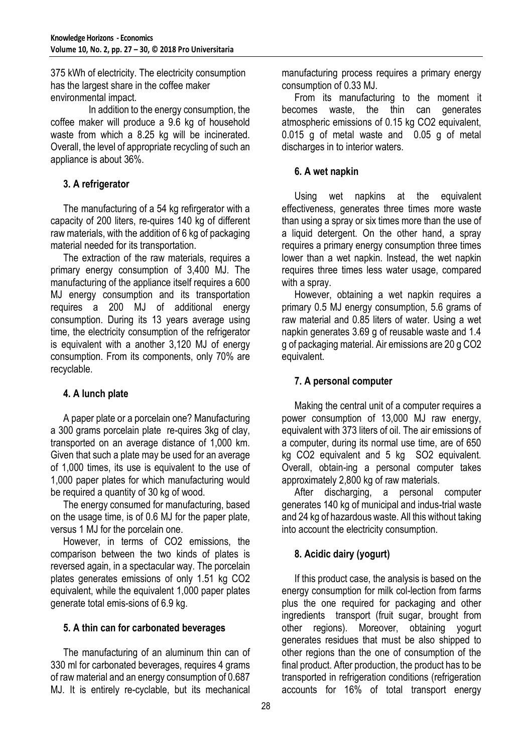375 kWh of electricity. The electricity consumption has the largest share in the coffee maker environmental impact.

In addition to the energy consumption, the coffee maker will produce a 9.6 kg of household waste from which a 8.25 kg will be incinerated. Overall, the level of appropriate recycling of such an appliance is about 36%.

### 3. A refrigerator

The manufacturing of a 54 kg refirgerator with a capacity of 200 liters, re-quires 140 kg of different raw materials, with the addition of 6 kg of packaging material needed for its transportation.

The extraction of the raw materials, requires a primary energy consumption of 3,400 MJ. The manufacturing of the appliance itself requires a 600 MJ energy consumption and its transportation requires a 200 MJ of additional energy consumption. During its 13 years average using time, the electricity consumption of the refrigerator is equivalent with a another 3,120 MJ of energy consumption. From its components, only 70% are recyclable.

### 4. A lunch plate

A paper plate or a porcelain one? Manufacturing a 300 grams porcelain plate re-quires 3kg of clay, transported on an average distance of 1,000 km. Given that such a plate may be used for an average of 1,000 times, its use is equivalent to the use of 1,000 paper plates for which manufacturing would be required a quantity of 30 kg of wood.

The energy consumed for manufacturing, based on the usage time, is of 0.6 MJ for the paper plate, versus 1 MJ for the porcelain one.

However, in terms of $CO_2$ emissions, the comparison between the two kinds of plates is reversed again, in a spectacular way. The porcelain plates generates emissions of only 1.51 kg $CO_2$ equivalent, while the equivalent 1,000 paper plates generate total emis-sions of 6.9 kg.

### 5. A thin can for carbonated beverages

The manufacturing of an aluminum thin can of 330 ml for carbonated beverages, requires 4 grams of raw material and an energy consumption of 0.687 MJ. It is entirely re-cyclable, but its mechanical manufacturing process requires a primary energy consumption of 0.33 MJ.

From its manufacturing to the moment it becomes waste, the thin can generates atmospheric emissions of 0.15 kg $CO_2$ equivalent, 0.015 g of metal waste and 0.05 g of metal discharges in to interior waters.

### 6. A wet napkin

Using wet napkins at the equivalent effectiveness, generates three times more waste than using a spray or six times more than the use of a liquid detergent. On the other hand, a spray requires a primary energy consumption three times lower than a wet napkin. Instead, the wet napkin requires three times less water usage, compared with a spray.

However, obtaining a wet napkin requires a primary 0.5 MJ energy consumption, 5.6 grams of raw material and 0.85 liters of water. Using a wet napkin generates 3.69 g of reusable waste and 1.4 g of packaging material. Air emissions are 20 g $CO_2$ equivalent.

### 7. A personal computer

Making the central unit of a computer requires a power consumption of 13,000 MJ raw energy, equivalent with 373 liters of oil. The air emissions of a computer, during its normal use time, are of 650 kg $CO_2$ equivalent and 5 kg $SO_2$ equivalent. Overall, obtain-ing a personal computer takes approximately 2,800 kg of raw materials.

After discharging, a personal computer generates 140 kg of municipal and indus-trial waste and 24 kg of hazardous waste. All this without taking into account the electricity consumption.

### 8. Acidic dairy (yogurt)

If this product case, the analysis is based on the energy consumption for milk col-lection from farms plus the one required for packaging and other ingredients transport (fruit sugar, brought from other regions). Moreover, obtaining yogurt generates residues that must be also shipped to other regions than the one of consumption of the final product. After production, the product has to be transported in refrigeration conditions (refrigeration accounts for 16% of total transport energy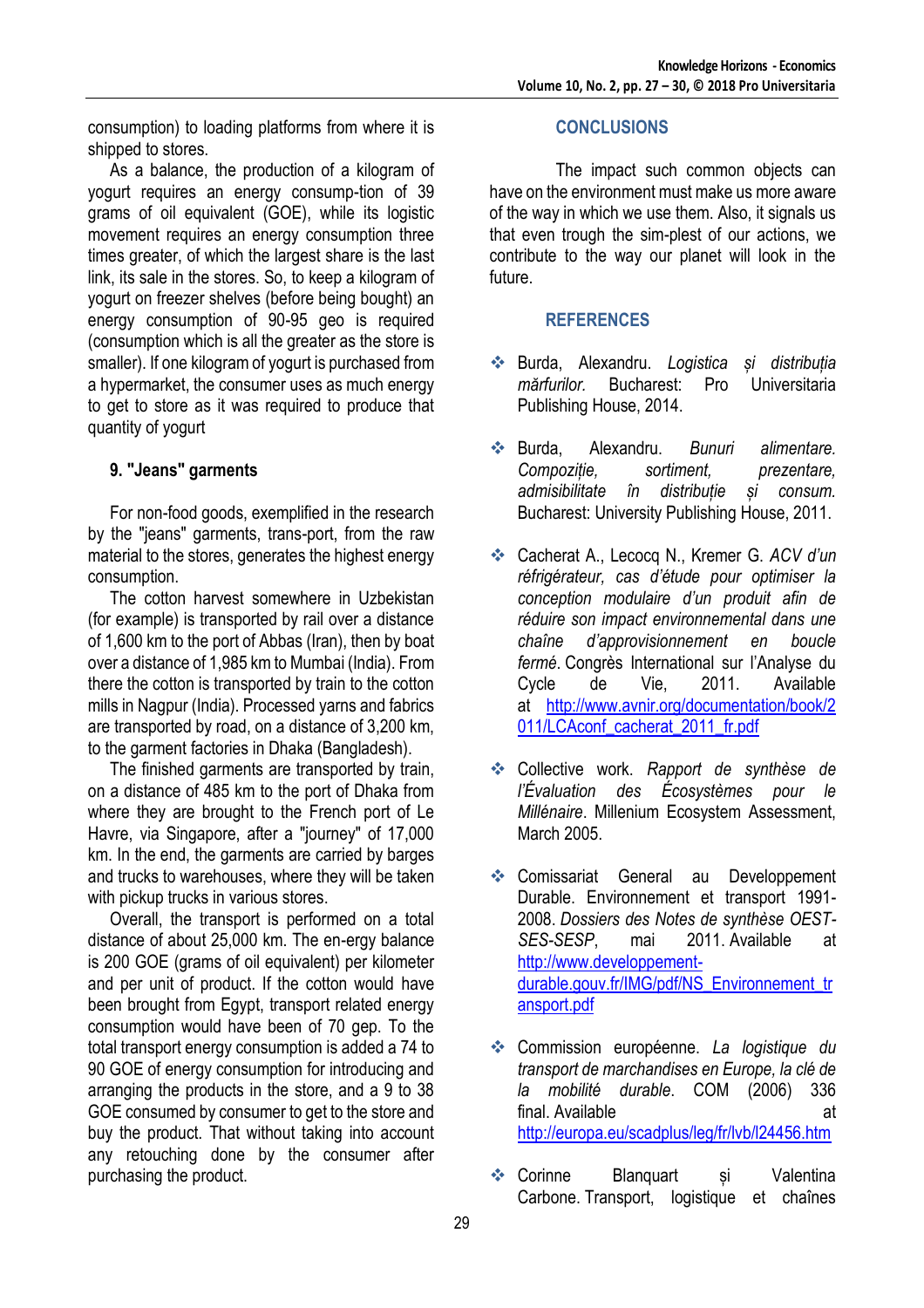consumption) to loading platforms from where it is shipped to stores.

As a balance, the production of a kilogram of yogurt requires an energy consump-tion of 39 grams of oil equivalent (GOE), while its logistic movement requires an energy consumption three times greater, of which the largest share is the last link, its sale in the stores. So, to keep a kilogram of yogurt on freezer shelves (before being bought) an energy consumption of 90-95 geo is required (consumption which is all the greater as the store is smaller). If one kilogram of yogurt is purchased from a hypermarket, the consumer uses as much energy to get to store as it was required to produce that quantity of yogurt

### 9. "Jeans" garments

For non-food goods, exemplified in the research by the "jeans" garments, trans-port, from the raw material to the stores, generates the highest energy consumption.

The cotton harvest somewhere in Uzbekistan (for example) is transported by rail over a distance of 1,600 km to the port of Abbas (Iran), then by boat over a distance of 1,985 km to Mumbai (India). From there the cotton is transported by train to the cotton mills in Nagpur (India). Processed yarns and fabrics are transported by road, on a distance of 3,200 km, to the garment factories in Dhaka (Bangladesh).

The finished garments are transported by train, on a distance of 485 km to the port of Dhaka from where they are brought to the French port of Le Havre, via Singapore, after a "journey" of 17,000 km. In the end, the garments are carried by barges and trucks to warehouses, where they will be taken with pickup trucks in various stores.

Overall, the transport is performed on a total distance of about 25,000 km. The en-ergy balance is 200 GOE (grams of oil equivalent) per kilometer and per unit of product. If the cotton would have been brought from Egypt, transport related energy consumption would have been of 70 gep. To the total transport energy consumption is added a 74 to 90 GOE of energy consumption for introducing and arranging the products in the store, and a 9 to 38 GOE consumed by consumer to get to the store and buy the product. That without taking into account any retouching done by the consumer after purchasing the product.

## CONCLUSIONS

The impact such common objects can have on the environment must make us more aware of the way in which we use them. Also, it signals us that even trough the sim-plest of our actions, we contribute to the way our planet will look in the future.

## REFERENCES

- Burda, Alexandru. *Logistica și distribuția mărfurilor.* Bucharest: Pro Universitaria Publishing House, 2014.
- Burda, Alexandru. *Bunuri alimentare. Compoziție, sortiment, prezentare, admisibilitate în distribuție și consum.* Bucharest: University Publishing House, 2011.
- Cacherat A., Lecocq N., Kremer G. *ACV d'un réfrigérateur, cas d'étude pour optimiser la conception modulaire d'un produit afin de réduire son impact environnemental dans une chaîne d'approvisionnement en boucle fermé*. Congrès International sur l'Analyse du Cycle de Vie, 2011. Available at http://www.avnir.org/documentation/book/2011/LCAconf_cacherat_2011_fr.pdf
- Collective work. *Rapport de synthèse de l'Évaluation des Écosystèmes pour le Millénaire*. Millenium Ecosystem Assessment, March 2005.
- Comissariat General au Developpement Durable. Environnement et transport 1991-2008. *Dossiers des Notes de synthèse OEST-SES-SESP*, mai 2011. Available at http://www.developpement-durable.gouv.fr/IMG/pdf/NS_Environnement_transport.pdf
- Commission européenne. *La logistique du transport de marchandises en Europe, la clé de la mobilité durable*. COM (2006) 336 final. Available at http://europa.eu/scadplus/leg/fr/lvb/l24456.htm
- Corinne Blanquart și Valentina Carbone. Transport, logistique et chaînes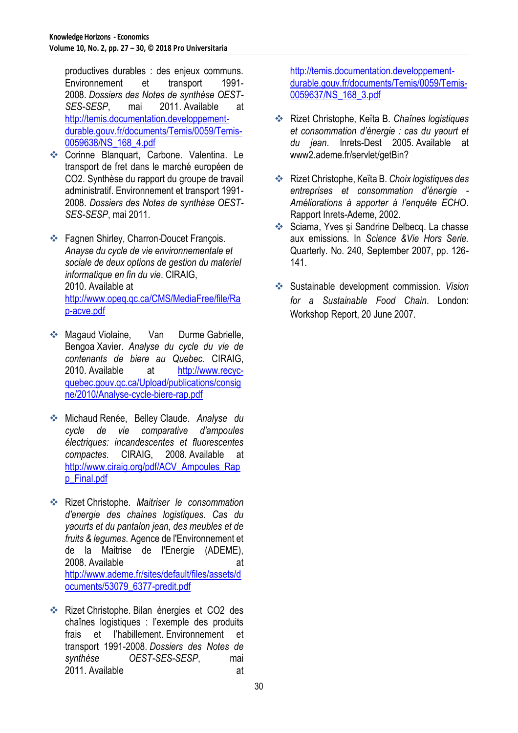productives durables : des enjeux communs. Environnement et transport 1991-2008. *Dossiers des Notes de synthèse OEST-SES-SESP*, mai 2011. Available at http://temis.documentation.developpement-durable.gouv.fr/documents/Temis/0059/Temis-0059638/NS_168_4.pdf

- Corinne Blanquart, Carbone. Valentina. Le transport de fret dans le marché européen de CO2. Synthèse du rapport du groupe de travail administratif. Environnement et transport 1991-2008. *Dossiers des Notes de synthèse OEST-SES-SESP*, mai 2011.

- Fagnen Shirley, Charron-Doucet François. *Anayse du cycle de vie environnementale et sociale de deux options de gestion du materiel informatique en fin du vie*. CIRAIG, 2010. Available at http://www.opeq.qc.ca/CMS/MediaFree/file/Rap-acve.pdf

- Magaud Violaine, Van Durme Gabrielle, Bengoa Xavier. *Analyse du cycle du vie de contenants de biere au Quebec*. CIRAIG, 2010. Available at http://www.recyc-quebec.gouv.qc.ca/Upload/publications/consigne/2010/Analyse-cycle-biere-rap.pdf

- Michaud Renée, Belley Claude. *Analyse du cycle de vie comparative d'ampoules électriques: incandescentes et fluorescentes compactes*. CIRAIG, 2008. Available at http://www.ciraig.org/pdf/ACV_Ampoules_Rapp_Final.pdf

- Rizet Christophe. *Maitriser le consommation d'energie des chaines logistiques. Cas du yaourts et du pantalon jean, des meubles et de fruits & legumes*. Agence de l'Environnement et de la Maitrise de l'Energie (ADEME), 2008. Available at http://www.ademe.fr/sites/default/files/assets/documents/53079_6377-predit.pdf

- Rizet Christophe. Bilan énergies et CO2 des chaînes logistiques : l'exemple des produits frais et l'habillement. Environnement et transport 1991-2008. *Dossiers des Notes de synthèse OEST-SES-SESP*, mai 2011. Available at http://temis.documentation.developpement-durable.gouv.fr/documents/Temis/0059/Temis-0059637/NS_168_3.pdf

- Rizet Christophe, Keïta B. *Chaînes logistiques et consommation d'énergie : cas du yaourt et du jean*. Inrets-Dest 2005. Available at www2.ademe.fr/servlet/getBin?

- Rizet Christophe, Keïta B. *Choix logistiques des entreprises et consommation d'énergie - Améliorations à apporter à l'enquête ECHO*. Rapport Inrets-Ademe, 2002.
- Sciama, Yves şi Sandrine Delbecq. La chasse aux emissions. In *Science &Vie Hors Serie.* Quarterly. No. 240, September 2007, pp. 126-141.

- Sustainable development commission. *Vision for a Sustainable Food Chain*. London: Workshop Report, 20 June 2007.